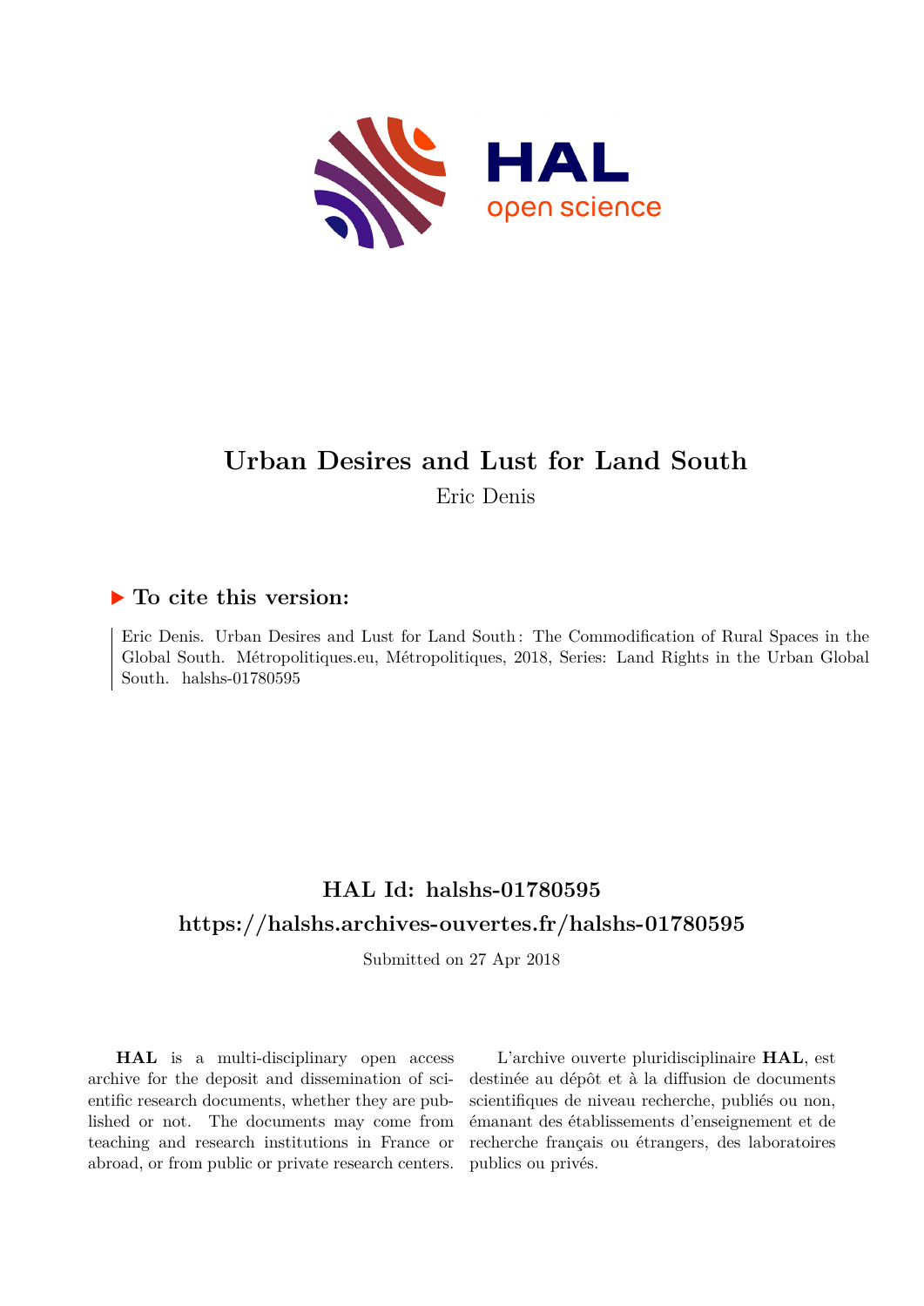# Urban Desires and Lust for Land South

Eric Denis

## ▶ To cite this version:

Eric Denis. Urban Desires and Lust for Land South : The Commodification of Rural Spaces in the Global South. Métropolitiques.eu, Métropolitiques, 2018, Series: Land Rights in the Urban Global South. halshs-01780595

## HAL Id: halshs-01780595

## https://halshs.archives-ouvertes.fr/halshs-01780595

Submitted on 27 Apr 2018

**HAL** is a multi-disciplinary open access archive for the deposit and dissemination of scientific research documents, whether they are published or not. The documents may come from teaching and research institutions in France or abroad, or from public or private research centers.

L'archive ouverte pluridisciplinaire **HAL**, est destinée au dépôt et à la diffusion de documents scientifiques de niveau recherche, publiés ou non, émanant des établissements d'enseignement et de recherche français ou étrangers, des laboratoires publics ou privés.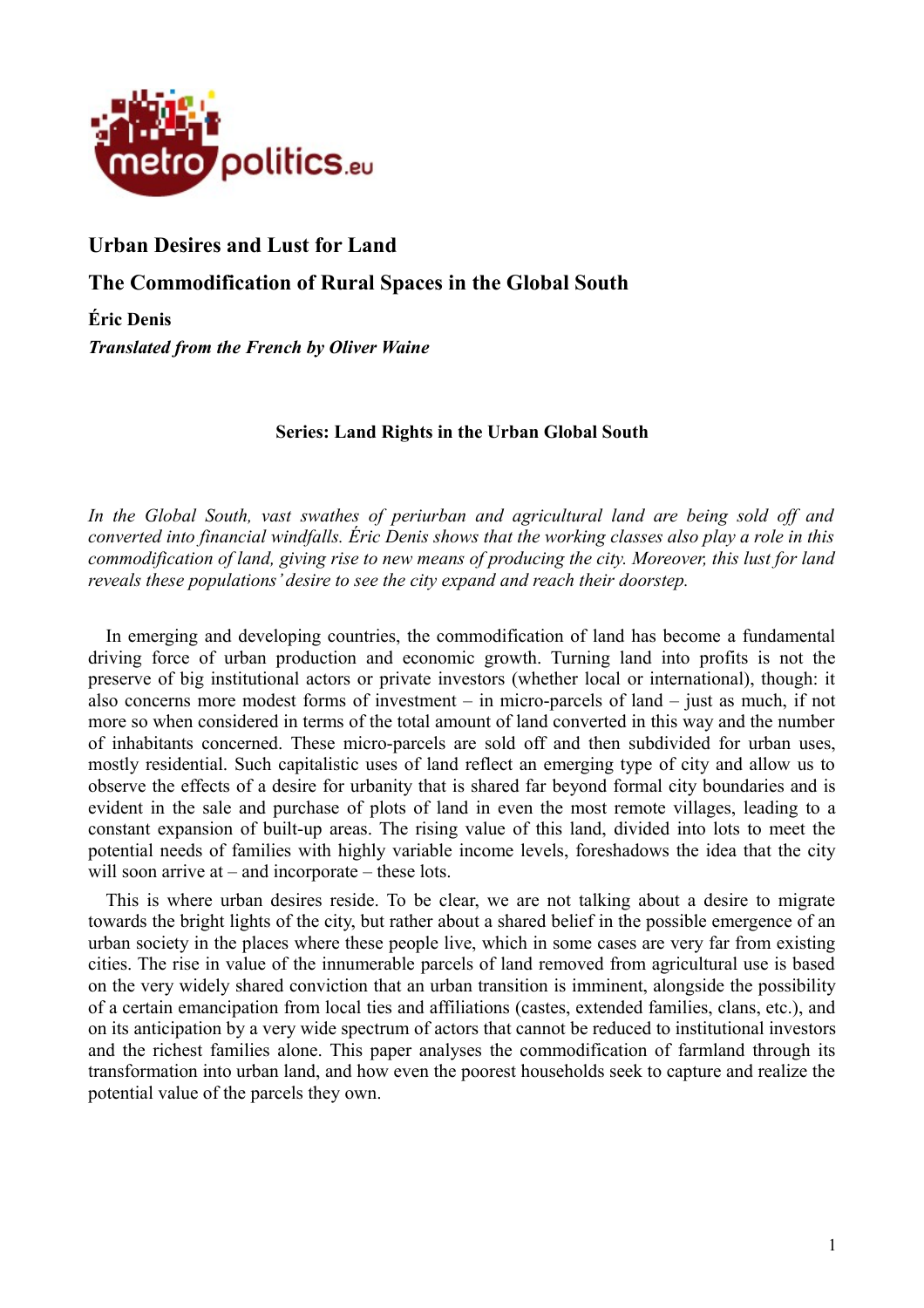# Urban Desires and Lust for Land

## The Commodification of Rural Spaces in the Global South

**Éric Denis**

***Translated from the French by Oliver Waine***

**Series: Land Rights in the Urban Global South**

*In the Global South, vast swathes of periurban and agricultural land are being sold off and converted into financial windfalls. Éric Denis shows that the working classes also play a role in this commodification of land, giving rise to new means of producing the city. Moreover, this lust for land reveals these populations' desire to see the city expand and reach their doorstep.*

In emerging and developing countries, the commodification of land has become a fundamental driving force of urban production and economic growth. Turning land into profits is not the preserve of big institutional actors or private investors (whether local or international), though: it also concerns more modest forms of investment – in micro-parcels of land – just as much, if not more so when considered in terms of the total amount of land converted in this way and the number of inhabitants concerned. These micro-parcels are sold off and then subdivided for urban uses, mostly residential. Such capitalistic uses of land reflect an emerging type of city and allow us to observe the effects of a desire for urbanity that is shared far beyond formal city boundaries and is evident in the sale and purchase of plots of land in even the most remote villages, leading to a constant expansion of built-up areas. The rising value of this land, divided into lots to meet the potential needs of families with highly variable income levels, foreshadows the idea that the city will soon arrive at – and incorporate – these lots.

This is where urban desires reside. To be clear, we are not talking about a desire to migrate towards the bright lights of the city, but rather about a shared belief in the possible emergence of an urban society in the places where these people live, which in some cases are very far from existing cities. The rise in value of the innumerable parcels of land removed from agricultural use is based on the very widely shared conviction that an urban transition is imminent, alongside the possibility of a certain emancipation from local ties and affiliations (castes, extended families, clans, etc.), and on its anticipation by a very wide spectrum of actors that cannot be reduced to institutional investors and the richest families alone. This paper analyses the commodification of farmland through its transformation into urban land, and how even the poorest households seek to capture and realize the potential value of the parcels they own.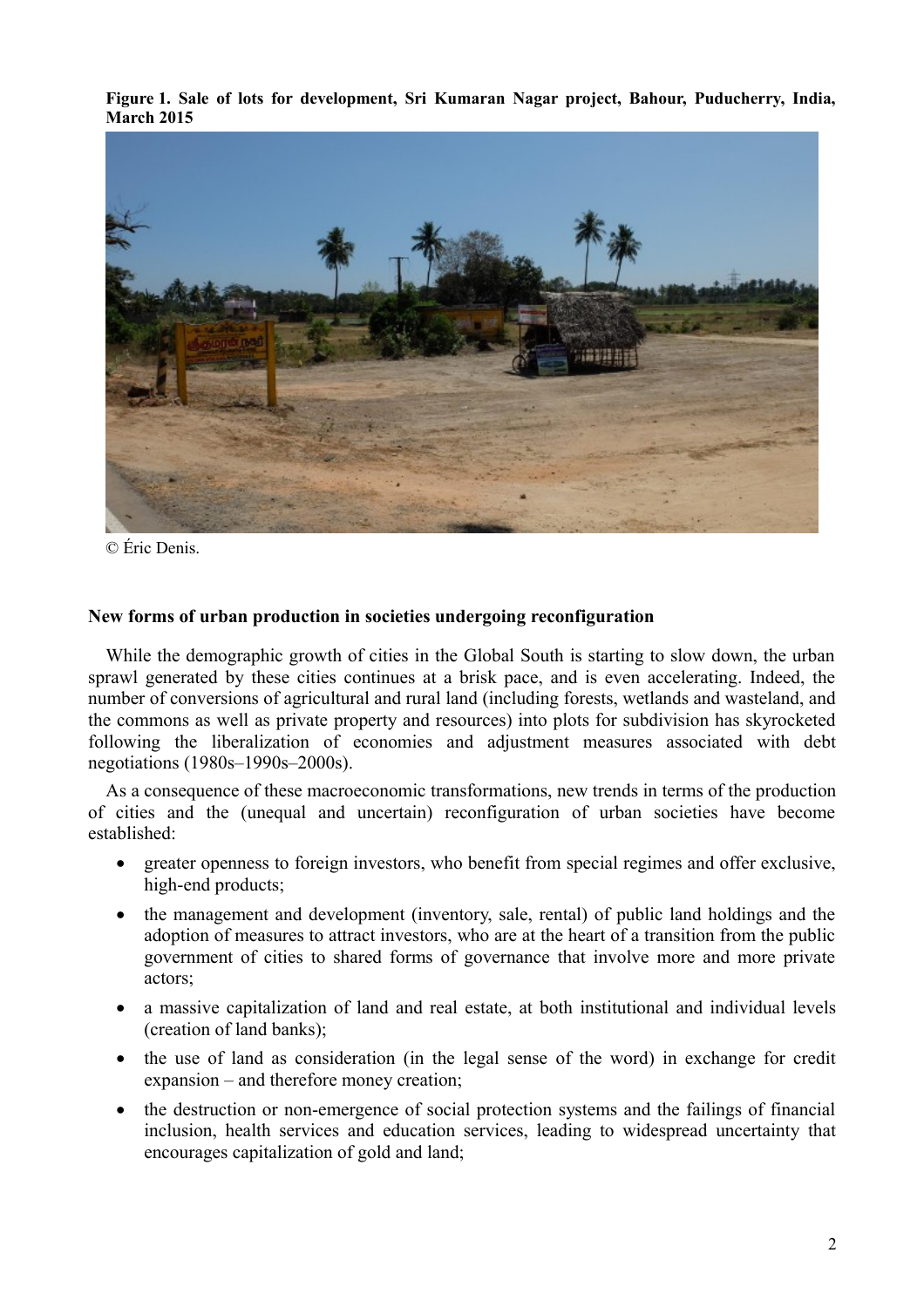**Figure 1. Sale of lots for development, Sri Kumaran Nagar project, Bahour, Puducherry, India, March 2015**

© Éric Denis.

### New forms of urban production in societies undergoing reconfiguration

While the demographic growth of cities in the Global South is starting to slow down, the urban sprawl generated by these cities continues at a brisk pace, and is even accelerating. Indeed, the number of conversions of agricultural and rural land (including forests, wetlands and wasteland, and the commons as well as private property and resources) into plots for subdivision has skyrocketed following the liberalization of economies and adjustment measures associated with debt negotiations (1980s–1990s–2000s).

As a consequence of these macroeconomic transformations, new trends in terms of the production of cities and the (unequal and uncertain) reconfiguration of urban societies have become established:

- greater openness to foreign investors, who benefit from special regimes and offer exclusive, high-end products;
- the management and development (inventory, sale, rental) of public land holdings and the adoption of measures to attract investors, who are at the heart of a transition from the public government of cities to shared forms of governance that involve more and more private actors;
- a massive capitalization of land and real estate, at both institutional and individual levels (creation of land banks);
- the use of land as consideration (in the legal sense of the word) in exchange for credit expansion – and therefore money creation;
- the destruction or non-emergence of social protection systems and the failings of financial inclusion, health services and education services, leading to widespread uncertainty that encourages capitalization of gold and land;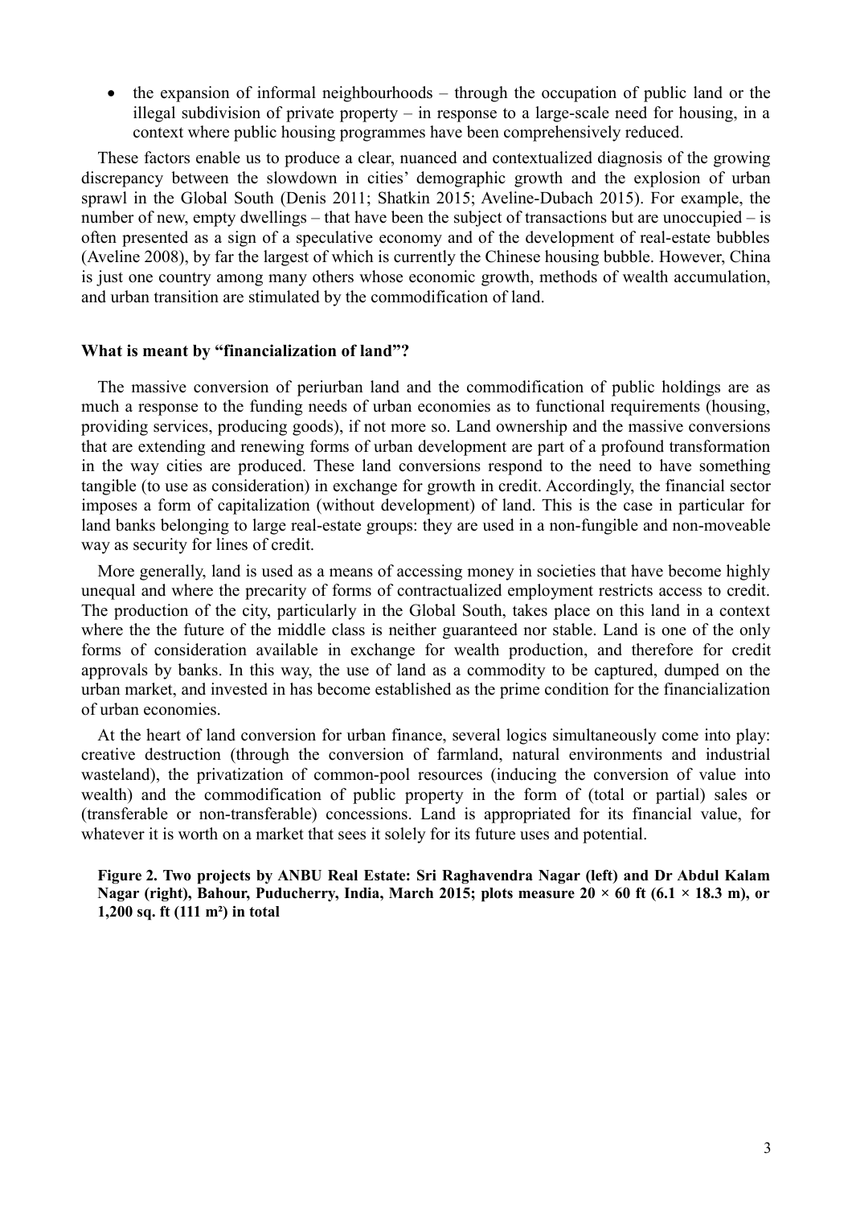- the expansion of informal neighbourhoods – through the occupation of public land or the illegal subdivision of private property – in response to a large-scale need for housing, in a context where public housing programmes have been comprehensively reduced.

These factors enable us to produce a clear, nuanced and contextualized diagnosis of the growing discrepancy between the slowdown in cities' demographic growth and the explosion of urban sprawl in the Global South (Denis 2011; Shatkin 2015; Aveline-Dubach 2015). For example, the number of new, empty dwellings – that have been the subject of transactions but are unoccupied – is often presented as a sign of a speculative economy and of the development of real-estate bubbles (Aveline 2008), by far the largest of which is currently the Chinese housing bubble. However, China is just one country among many others whose economic growth, methods of wealth accumulation, and urban transition are stimulated by the commodification of land.

### What is meant by "financialization of land"?

The massive conversion of periurban land and the commodification of public holdings are as much a response to the funding needs of urban economies as to functional requirements (housing, providing services, producing goods), if not more so. Land ownership and the massive conversions that are extending and renewing forms of urban development are part of a profound transformation in the way cities are produced. These land conversions respond to the need to have something tangible (to use as consideration) in exchange for growth in credit. Accordingly, the financial sector imposes a form of capitalization (without development) of land. This is the case in particular for land banks belonging to large real-estate groups: they are used in a non-fungible and non-moveable way as security for lines of credit.

More generally, land is used as a means of accessing money in societies that have become highly unequal and where the precarity of forms of contractualized employment restricts access to credit. The production of the city, particularly in the Global South, takes place on this land in a context where the the future of the middle class is neither guaranteed nor stable. Land is one of the only forms of consideration available in exchange for wealth production, and therefore for credit approvals by banks. In this way, the use of land as a commodity to be captured, dumped on the urban market, and invested in has become established as the prime condition for the financialization of urban economies.

At the heart of land conversion for urban finance, several logics simultaneously come into play: creative destruction (through the conversion of farmland, natural environments and industrial wasteland), the privatization of common-pool resources (inducing the conversion of value into wealth) and the commodification of public property in the form of (total or partial) sales or (transferable or non-transferable) concessions. Land is appropriated for its financial value, for whatever it is worth on a market that sees it solely for its future uses and potential.

**Figure 2. Two projects by ANBU Real Estate: Sri Raghavendra Nagar (left) and Dr Abdul Kalam Nagar (right), Bahour, Puducherry, India, March 2015; plots measure 20 × 60 ft (6.1 × 18.3 m), or 1,200 sq. ft (111 m²) in total**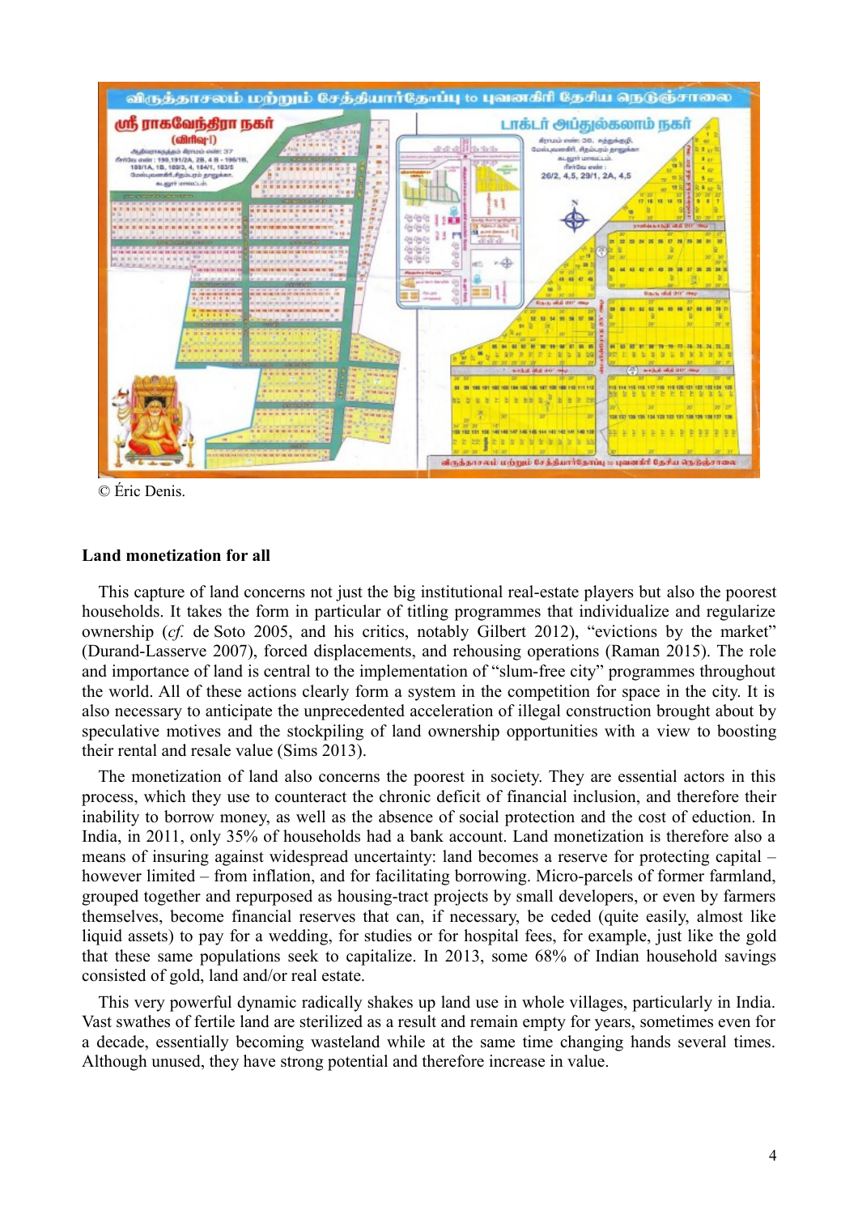© Éric Denis.

### Land monetization for all

This capture of land concerns not just the big institutional real-estate players but also the poorest households. It takes the form in particular of titling programmes that individualize and regularize ownership (*cf.* de Soto 2005, and his critics, notably Gilbert 2012), "evictions by the market" (Durand-Lasserve 2007), forced displacements, and rehousing operations (Raman 2015). The role and importance of land is central to the implementation of "slum-free city" programmes throughout the world. All of these actions clearly form a system in the competition for space in the city. It is also necessary to anticipate the unprecedented acceleration of illegal construction brought about by speculative motives and the stockpiling of land ownership opportunities with a view to boosting their rental and resale value (Sims 2013).

The monetization of land also concerns the poorest in society. They are essential actors in this process, which they use to counteract the chronic deficit of financial inclusion, and therefore their inability to borrow money, as well as the absence of social protection and the cost of eduction. In India, in 2011, only 35% of households had a bank account. Land monetization is therefore also a means of insuring against widespread uncertainty: land becomes a reserve for protecting capital – however limited – from inflation, and for facilitating borrowing. Micro-parcels of former farmland, grouped together and repurposed as housing-tract projects by small developers, or even by farmers themselves, become financial reserves that can, if necessary, be ceded (quite easily, almost like liquid assets) to pay for a wedding, for studies or for hospital fees, for example, just like the gold that these same populations seek to capitalize. In 2013, some 68% of Indian household savings consisted of gold, land and/or real estate.

This very powerful dynamic radically shakes up land use in whole villages, particularly in India. Vast swathes of fertile land are sterilized as a result and remain empty for years, sometimes even for a decade, essentially becoming wasteland while at the same time changing hands several times. Although unused, they have strong potential and therefore increase in value.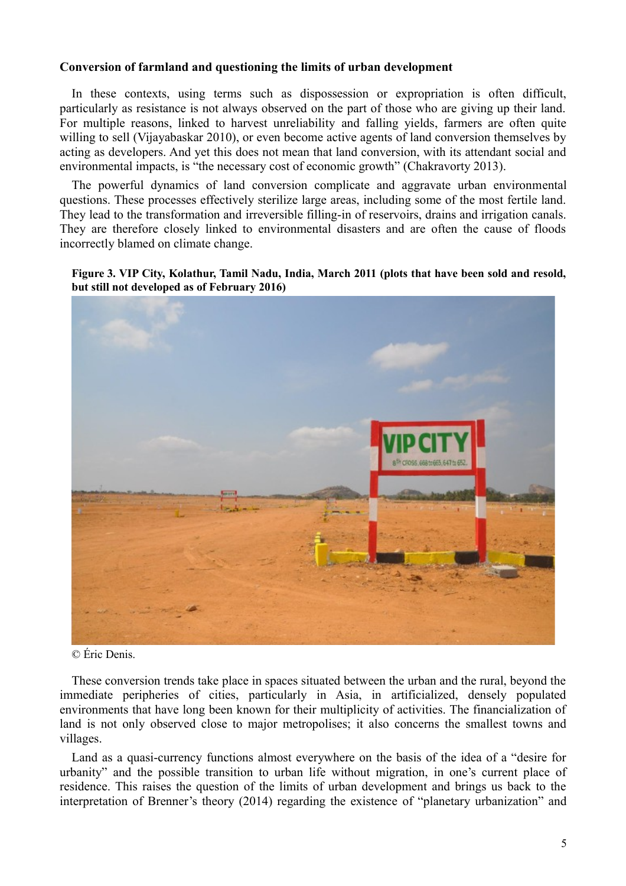### Conversion of farmland and questioning the limits of urban development

In these contexts, using terms such as dispossession or expropriation is often difficult, particularly as resistance is not always observed on the part of those who are giving up their land. For multiple reasons, linked to harvest unreliability and falling yields, farmers are often quite willing to sell (Vijayabaskar 2010), or even become active agents of land conversion themselves by acting as developers. And yet this does not mean that land conversion, with its attendant social and environmental impacts, is "the necessary cost of economic growth" (Chakravorty 2013).

The powerful dynamics of land conversion complicate and aggravate urban environmental questions. These processes effectively sterilize large areas, including some of the most fertile land. They lead to the transformation and irreversible filling-in of reservoirs, drains and irrigation canals. They are therefore closely linked to environmental disasters and are often the cause of floods incorrectly blamed on climate change.

**Figure 3. VIP City, Kolathur, Tamil Nadu, India, March 2011 (plots that have been sold and resold, but still not developed as of February 2016)**

© Éric Denis.

These conversion trends take place in spaces situated between the urban and the rural, beyond the immediate peripheries of cities, particularly in Asia, in artificialized, densely populated environments that have long been known for their multiplicity of activities. The financialization of land is not only observed close to major metropolises; it also concerns the smallest towns and villages.

Land as a quasi-currency functions almost everywhere on the basis of the idea of a "desire for urbanity" and the possible transition to urban life without migration, in one's current place of residence. This raises the question of the limits of urban development and brings us back to the interpretation of Brenner's theory (2014) regarding the existence of "planetary urbanization" and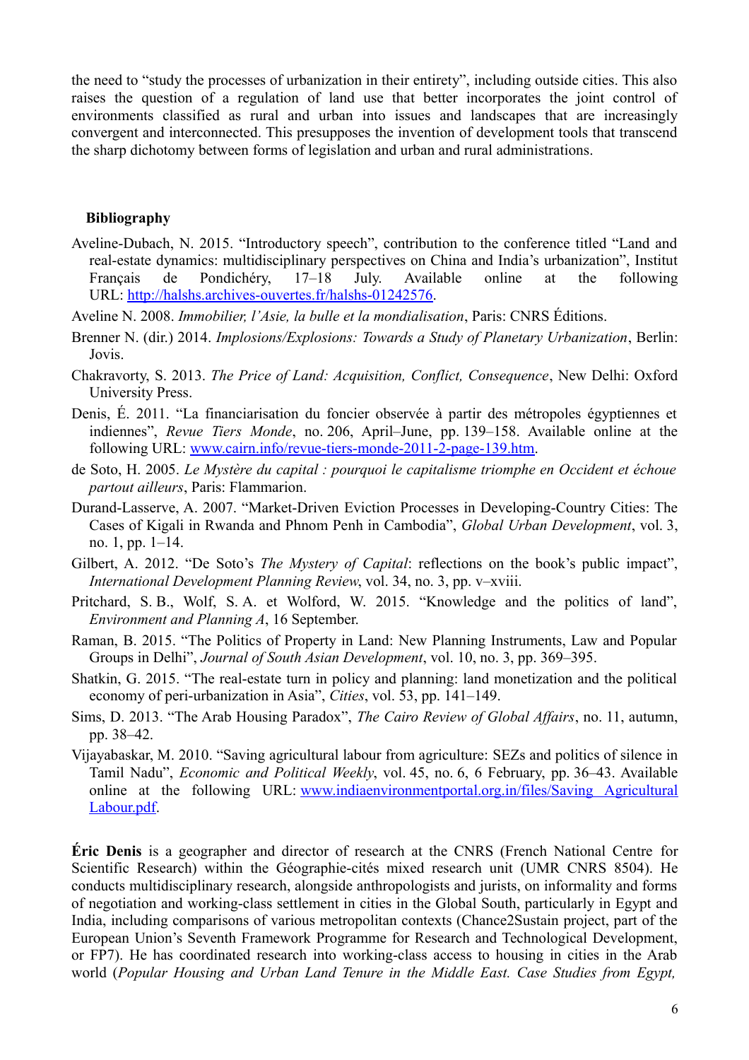the need to "study the processes of urbanization in their entirety", including outside cities. This also raises the question of a regulation of land use that better incorporates the joint control of environments classified as rural and urban into issues and landscapes that are increasingly convergent and interconnected. This presupposes the invention of development tools that transcend the sharp dichotomy between forms of legislation and urban and rural administrations.

## Bibliography

Aveline-Dubach, N. 2015. "Introductory speech", contribution to the conference titled "Land and real-estate dynamics: multidisciplinary perspectives on China and India's urbanization", Institut Français de Pondichéry, 17–18 July. Available online at the following URL: [http://halshs.archives-ouvertes.fr/halshs-01242576](http://halshs.archives-ouvertes.fr/halshs-01242576).

Aveline N. 2008. *Immobilier, l'Asie, la bulle et la mondialisation*, Paris: CNRS Éditions.

Brenner N. (dir.) 2014. *Implosions/Explosions: Towards a Study of Planetary Urbanization*, Berlin: Jovis.

Chakravorty, S. 2013. *The Price of Land: Acquisition, Conflict, Consequence*, New Delhi: Oxford University Press.

Denis, É. 2011. "La financiarisation du foncier observée à partir des métropoles égyptiennes et indiennes", *Revue Tiers Monde*, no. 206, April–June, pp. 139–158. Available online at the following URL: [www.cairn.info/revue-tiers-monde-2011-2-page-139.htm](www.cairn.info/revue-tiers-monde-2011-2-page-139.htm).

de Soto, H. 2005. *Le Mystère du capital : pourquoi le capitalisme triomphe en Occident et échoue partout ailleurs*, Paris: Flammarion.

Durand-Lasserve, A. 2007. "Market-Driven Eviction Processes in Developing-Country Cities: The Cases of Kigali in Rwanda and Phnom Penh in Cambodia", *Global Urban Development*, vol. 3, no. 1, pp. 1–14.

Gilbert, A. 2012. "De Soto's *The Mystery of Capital*: reflections on the book's public impact", *International Development Planning Review*, vol. 34, no. 3, pp. v–xviii.

Pritchard, S. B., Wolf, S. A. et Wolford, W. 2015. "Knowledge and the politics of land", *Environment and Planning A*, 16 September.

Raman, B. 2015. "The Politics of Property in Land: New Planning Instruments, Law and Popular Groups in Delhi", *Journal of South Asian Development*, vol. 10, no. 3, pp. 369–395.

Shatkin, G. 2015. "The real-estate turn in policy and planning: land monetization and the political economy of peri-urbanization in Asia", *Cities*, vol. 53, pp. 141–149.

Sims, D. 2013. "The Arab Housing Paradox", *The Cairo Review of Global Affairs*, no. 11, autumn, pp. 38–42.

Vijayabaskar, M. 2010. "Saving agricultural labour from agriculture: SEZs and politics of silence in Tamil Nadu", *Economic and Political Weekly*, vol. 45, no. 6, 6 February, pp. 36–43. Available online at the following URL: [www.indiaenvironmentportal.org.in/files/Saving Agricultural Labour.pdf](www.indiaenvironmentportal.org.in/files/Saving Agricultural Labour.pdf).

**Éric Denis** is a geographer and director of research at the CNRS (French National Centre for Scientific Research) within the Géographie-cités mixed research unit (UMR CNRS 8504). He conducts multidisciplinary research, alongside anthropologists and jurists, on informality and forms of negotiation and working-class settlement in cities in the Global South, particularly in Egypt and India, including comparisons of various metropolitan contexts (Chance2Sustain project, part of the European Union's Seventh Framework Programme for Research and Technological Development, or FP7). He has coordinated research into working-class access to housing in cities in the Arab world (*Popular Housing and Urban Land Tenure in the Middle East. Case Studies from Egypt,*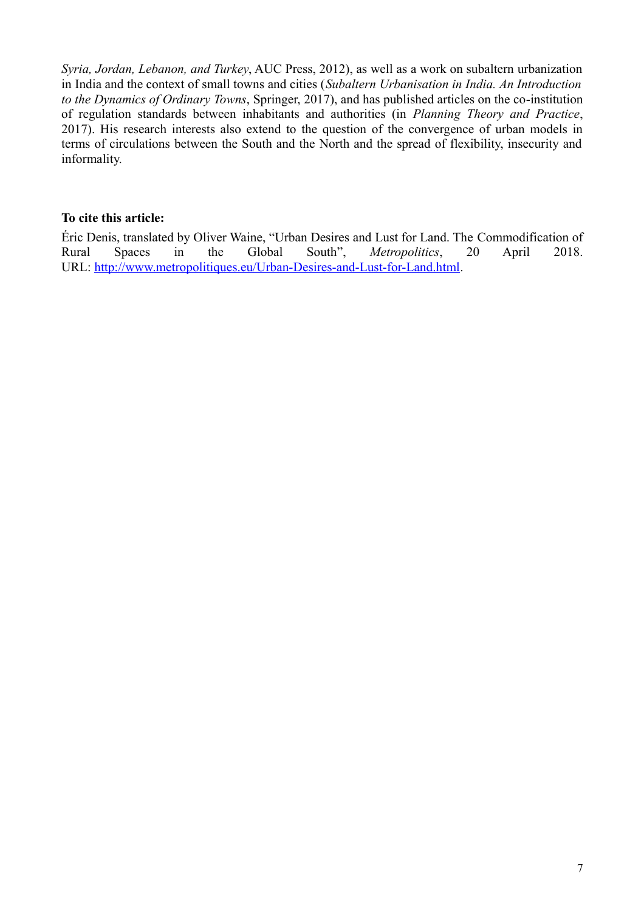*Syria, Jordan, Lebanon, and Turkey*, AUC Press, 2012), as well as a work on subaltern urbanization in India and the context of small towns and cities (*Subaltern Urbanisation in India. An Introduction to the Dynamics of Ordinary Towns*, Springer, 2017), and has published articles on the co-institution of regulation standards between inhabitants and authorities (in *Planning Theory and Practice*, 2017). His research interests also extend to the question of the convergence of urban models in terms of circulations between the South and the North and the spread of flexibility, insecurity and informality.

**To cite this article:**

Éric Denis, translated by Oliver Waine, "Urban Desires and Lust for Land. The Commodification of Rural Spaces in the Global South", *Metropolitics*, 20 April 2018. URL: [http://www.metropolitiques.eu/Urban-Desires-and-Lust-for-Land.html](http://www.metropolitiques.eu/Urban-Desires-and-Lust-for-Land.html).